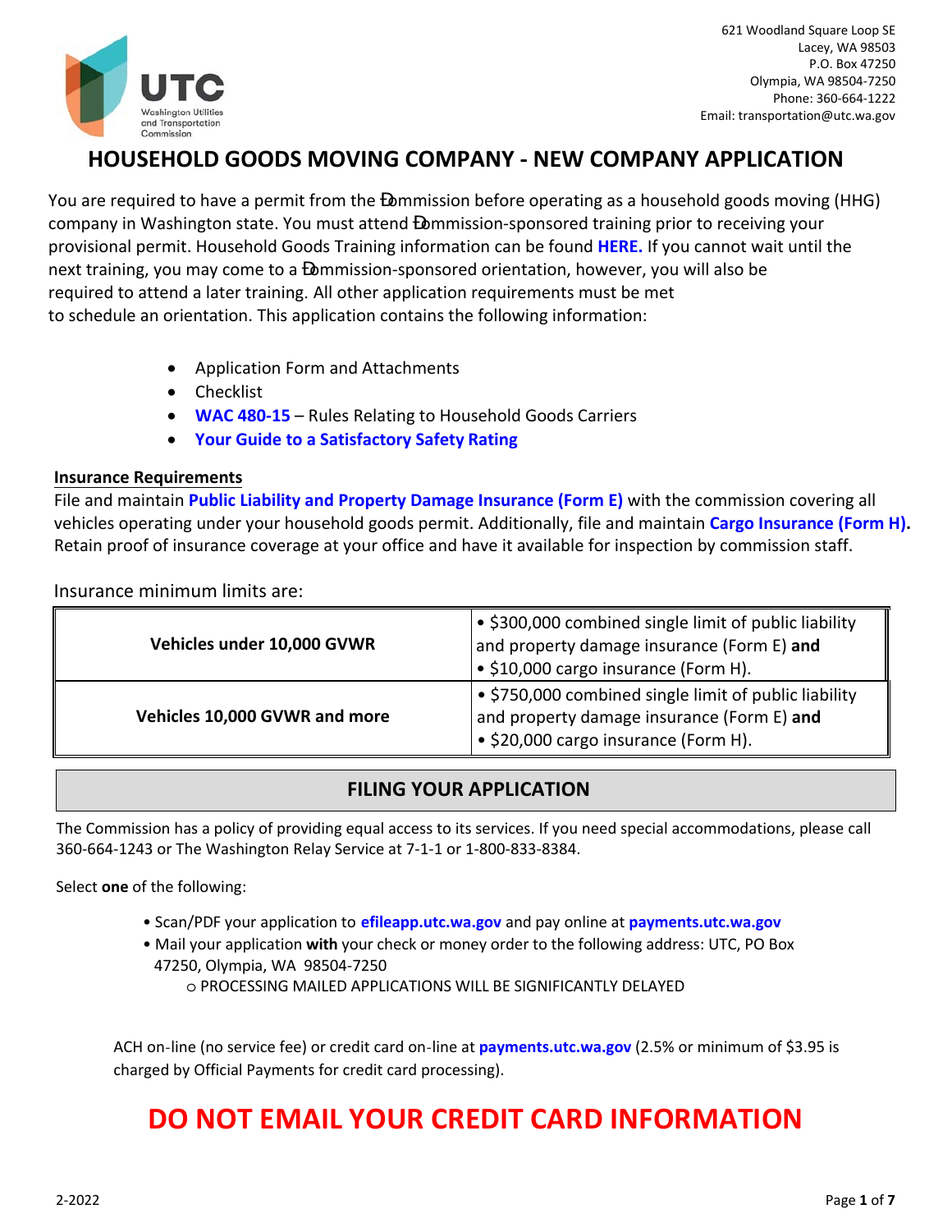621 Woodland Square Loop SE
Lacey, WA 98503
P.O. Box 47250
Olympia, WA 98504-7250
Phone: 360-664-1222
Email: transportation@utc.wa.gov

# HOUSEHOLD GOODS MOVING COMPANY - NEW COMPANY APPLICATION

You are required to have a permit from the Commission before operating as a household goods moving (HHG) company in Washington state. You must attend Commission-sponsored training prior to receiving your provisional permit. Household Goods Training information can be found **HERE.** If you cannot wait until the next training, you may come to a Commission-sponsored orientation, however, you will also be required to attend a later training. All other application requirements must be met to schedule an orientation. This application contains the following information:

- Application Form and Attachments
- Checklist
- **WAC 480-15** – Rules Relating to Household Goods Carriers
- **Your Guide to a Satisfactory Safety Rating**

## Insurance Requirements

File and maintain **Public Liability and Property Damage Insurance (Form E)** with the commission covering all vehicles operating under your household goods permit. Additionally, file and maintain **Cargo Insurance (Form H).** Retain proof of insurance coverage at your office and have it available for inspection by commission staff.

Insurance minimum limits are:

| | |
|---|---|
| **Vehicles under 10,000 GVWR** | • $300,000 combined single limit of public liability and property damage insurance (Form E) **and**<br>• $10,000 cargo insurance (Form H). |
| **Vehicles 10,000 GVWR and more** | • $750,000 combined single limit of public liability and property damage insurance (Form E) **and**<br>• $20,000 cargo insurance (Form H). |

## FILING YOUR APPLICATION

The Commission has a policy of providing equal access to its services. If you need special accommodations, please call 360-664-1243 or The Washington Relay Service at 7-1-1 or 1-800-833-8384.

Select **one** of the following:

- Scan/PDF your application to **efileapp.utc.wa.gov** and pay online at **payments.utc.wa.gov**
- Mail your application **with** your check or money order to the following address: UTC, PO Box 47250, Olympia, WA 98504-7250
  - PROCESSING MAILED APPLICATIONS WILL BE SIGNIFICANTLY DELAYED

ACH on-line (no service fee) or credit card on-line at **payments.utc.wa.gov** (2.5% or minimum of $3.95 is charged by Official Payments for credit card processing).

# DO NOT EMAIL YOUR CREDIT CARD INFORMATION

2-2022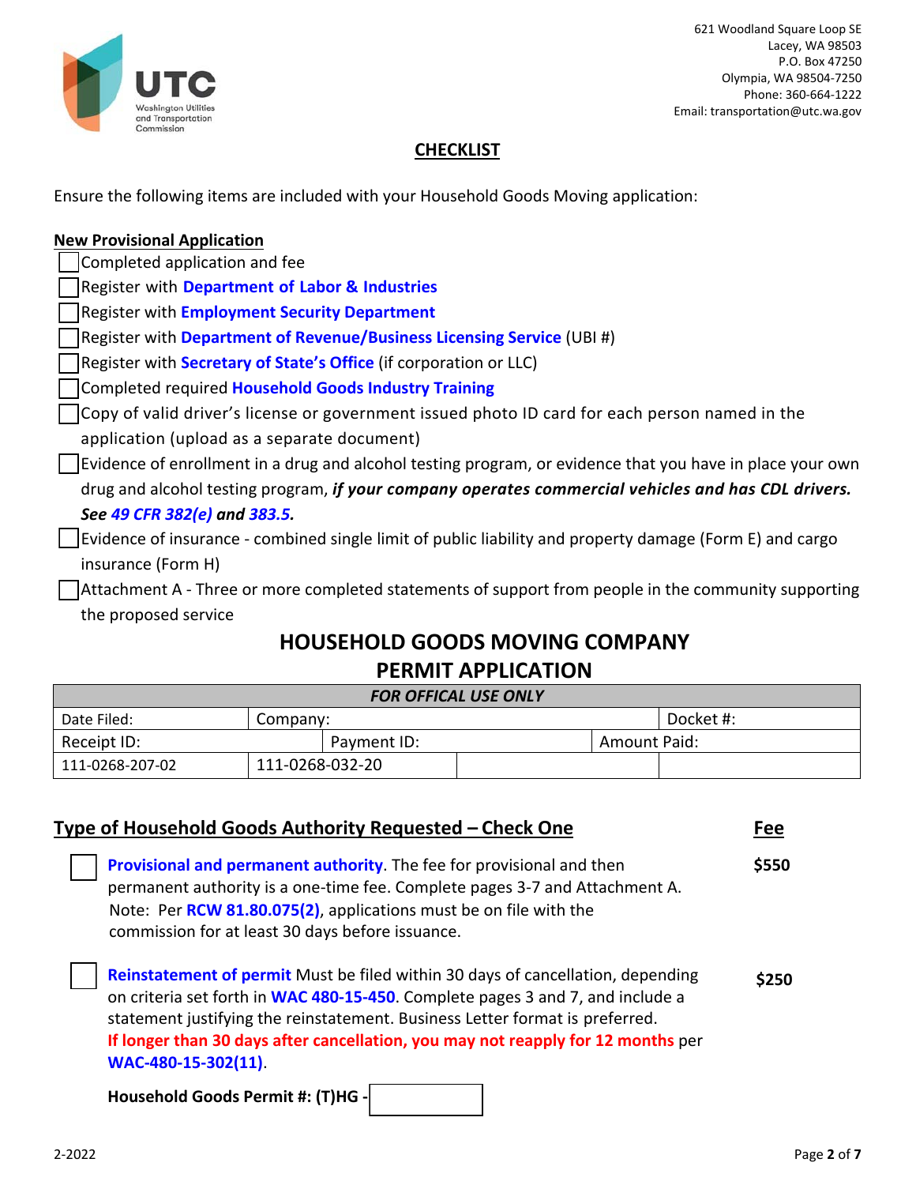621 Woodland Square Loop SE
Lacey, WA 98503
P.O. Box 47250
Olympia, WA 98504-7250
Phone: 360-664-1222
Email: transportation@utc.wa.gov

## CHECKLIST

Ensure the following items are included with your Household Goods Moving application:

**New Provisional Application**

- ☐ Completed application and fee
- ☐ Register with **Department of Labor & Industries**
- ☐ Register with **Employment Security Department**
- ☐ Register with **Department of Revenue/Business Licensing Service** (UBI #)
- ☐ Register with **Secretary of State's Office** (if corporation or LLC)
- ☐ Completed required **Household Goods Industry Training**
- ☐ Copy of valid driver's license or government issued photo ID card for each person named in the application (upload as a separate document)
- ☐ Evidence of enrollment in a drug and alcohol testing program, or evidence that you have in place your own drug and alcohol testing program, ***if your company operates commercial vehicles and has CDL drivers. See 49 CFR 382(e) and 383.5.***
- ☐ Evidence of insurance - combined single limit of public liability and property damage (Form E) and cargo insurance (Form H)
- ☐ Attachment A - Three or more completed statements of support from people in the community supporting the proposed service

# HOUSEHOLD GOODS MOVING COMPANY PERMIT APPLICATION

| *FOR OFFICAL USE ONLY* | | | |
|---|---|---|---|
| Date Filed: | Company: | | Docket #: |
| Receipt ID: | Payment ID: | | Amount Paid: |
| 111-0268-207-02 | 111-0268-032-20 | | |

## Type of Household Goods Authority Requested – Check One

| | | **Fee** |
|---|---|---|
| ☐ | **Provisional and permanent authority**. The fee for provisional and then permanent authority is a one-time fee. Complete pages 3-7 and Attachment A. Note: Per **RCW 81.80.075(2)**, applications must be on file with the commission for at least 30 days before issuance. | **$550** |
| ☐ | **Reinstatement of permit** Must be filed within 30 days of cancellation, depending on criteria set forth in **WAC 480-15-450**. Complete pages 3 and 7, and include a statement justifying the reinstatement. Business Letter format is preferred. **If longer than 30 days after cancellation, you may not reapply for 12 months** per **WAC-480-15-302(11)**. | **$250** |

**Household Goods Permit #: (T)HG -** ____________

2-2022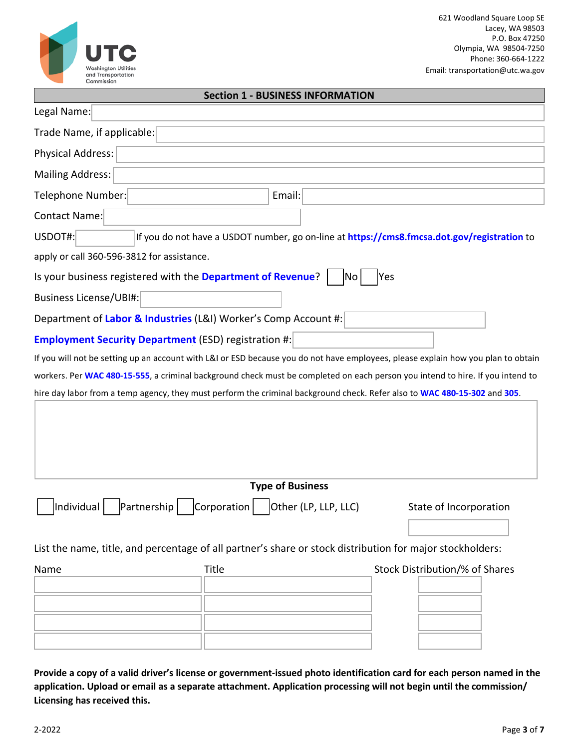UTC Washington Utilities and Transportation Commission

621 Woodland Square Loop SE
Lacey, WA 98503
P.O. Box 47250
Olympia, WA 98504-7250
Phone: 360-664-1222
Email: transportation@utc.wa.gov

## Section 1 - BUSINESS INFORMATION

Legal Name: ____________________

Trade Name, if applicable: ____________________

Physical Address: ____________________

Mailing Address: ____________________

Telephone Number: ____________________ Email: ____________________

Contact Name: ____________________

USDOT#: __________ If you do not have a USDOT number, go on-line at **https://cms8.fmcsa.dot.gov/registration** to apply or call 360-596-3812 for assistance.

Is your business registered with the **Department of Revenue**? ☐ No ☐ Yes

Business License/UBI#: ____________________

Department of **Labor & Industries** (L&I) Worker's Comp Account #: ____________________

**Employment Security Department** (ESD) registration #: ____________________

If you will not be setting up an account with L&I or ESD because you do not have employees, please explain how you plan to obtain workers. Per **WAC 480-15-555**, a criminal background check must be completed on each person you intend to hire. If you intend to hire day labor from a temp agency, they must perform the criminal background check. Refer also to **WAC 480-15-302** and **305**.

____________________

### Type of Business

☐ Individual ☐ Partnership ☐ Corporation ☐ Other (LP, LLP, LLC)

State of Incorporation: ____________________

List the name, title, and percentage of all partner's share or stock distribution for major stockholders:

| Name | Title | Stock Distribution/% of Shares |
|---|---|---|
| | | |
| | | |
| | | |
| | | |

**Provide a copy of a valid driver's license or government-issued photo identification card for each person named in the application. Upload or email as a separate attachment. Application processing will not begin until the commission/ Licensing has received this.**

2-2022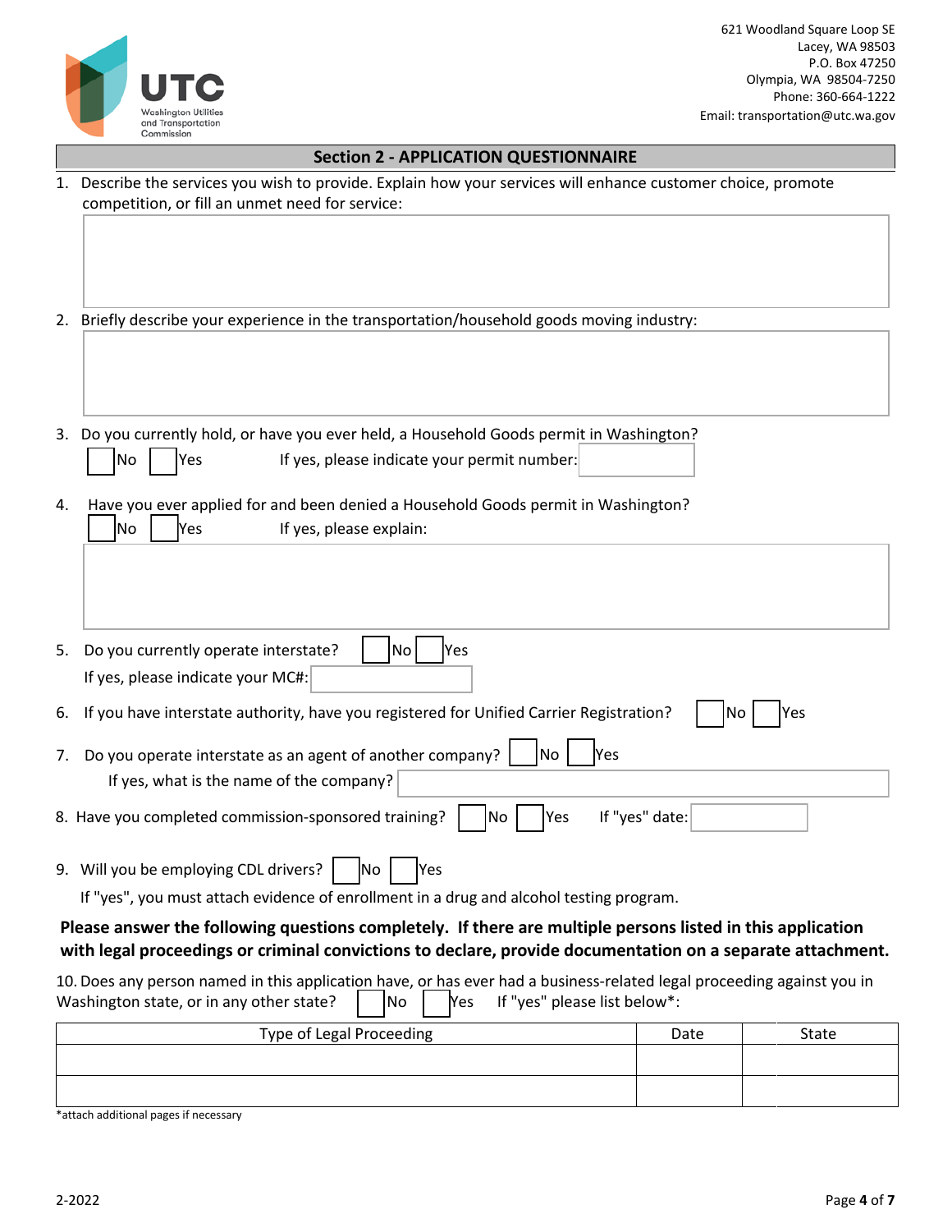621 Woodland Square Loop SE
Lacey, WA 98503
P.O. Box 47250
Olympia, WA 98504-7250
Phone: 360-664-1222
Email: transportation@utc.wa.gov

## Section 2 - APPLICATION QUESTIONNAIRE

1. Describe the services you wish to provide. Explain how your services will enhance customer choice, promote competition, or fill an unmet need for service:

2. Briefly describe your experience in the transportation/household goods moving industry:

3. Do you currently hold, or have you ever held, a Household Goods permit in Washington?
   ☐ No ☐ Yes  If yes, please indicate your permit number: ____________

4. Have you ever applied for and been denied a Household Goods permit in Washington?
   ☐ No ☐ Yes  If yes, please explain:

5. Do you currently operate interstate? ☐ No ☐ Yes
   If yes, please indicate your MC#: ____________

6. If you have interstate authority, have you registered for Unified Carrier Registration? ☐ No ☐ Yes

7. Do you operate interstate as an agent of another company? ☐ No ☐ Yes
   If yes, what is the name of the company? ____________

8. Have you completed commission-sponsored training? ☐ No ☐ Yes  If "yes" date: ____________

9. Will you be employing CDL drivers? ☐ No ☐ Yes
   If "yes", you must attach evidence of enrollment in a drug and alcohol testing program.

**Please answer the following questions completely. If there are multiple persons listed in this application with legal proceedings or criminal convictions to declare, provide documentation on a separate attachment.**

10. Does any person named in this application have, or has ever had a business-related legal proceeding against you in Washington state, or in any other state? ☐ No ☐ Yes  If "yes" please list below*:

| Type of Legal Proceeding | Date | State |
|---|---|---|
| | | |
| | | |

*attach additional pages if necessary

2-2022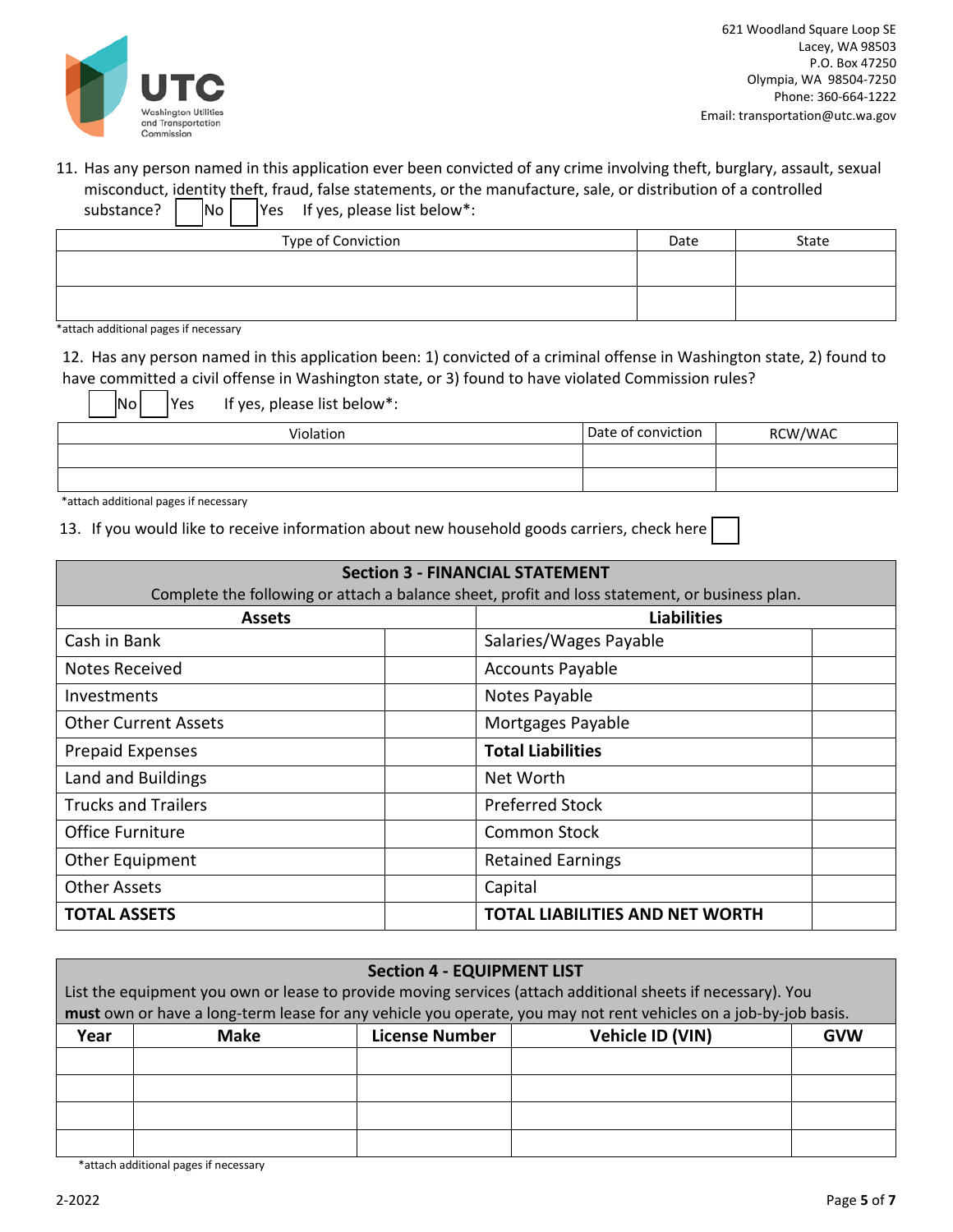621 Woodland Square Loop SE
Lacey, WA 98503
P.O. Box 47250
Olympia, WA 98504-7250
Phone: 360-664-1222
Email: transportation@utc.wa.gov

11. Has any person named in this application ever been convicted of any crime involving theft, burglary, assault, sexual misconduct, identity theft, fraud, false statements, or the manufacture, sale, or distribution of a controlled substance? ☐ No ☐ Yes If yes, please list below*:

| Type of Conviction | Date | State |
|---|---|---|
| | | |
| | | |

*attach additional pages if necessary

12. Has any person named in this application been: 1) convicted of a criminal offense in Washington state, 2) found to have committed a civil offense in Washington state, or 3) found to have violated Commission rules?

☐ No ☐ Yes If yes, please list below*:

| Violation | Date of conviction | RCW/WAC |
|---|---|---|
| | | |
| | | |

*attach additional pages if necessary

13. If you would like to receive information about new household goods carriers, check here ☐

## Section 3 - FINANCIAL STATEMENT

Complete the following or attach a balance sheet, profit and loss statement, or business plan.

| Assets | | Liabilities | |
|---|---|---|---|
| Cash in Bank | | Salaries/Wages Payable | |
| Notes Received | | Accounts Payable | |
| Investments | | Notes Payable | |
| Other Current Assets | | Mortgages Payable | |
| Prepaid Expenses | | **Total Liabilities** | |
| Land and Buildings | | Net Worth | |
| Trucks and Trailers | | Preferred Stock | |
| Office Furniture | | Common Stock | |
| Other Equipment | | Retained Earnings | |
| Other Assets | | Capital | |
| **TOTAL ASSETS** | | **TOTAL LIABILITIES AND NET WORTH** | |

## Section 4 - EQUIPMENT LIST

List the equipment you own or lease to provide moving services (attach additional sheets if necessary). You **must** own or have a long-term lease for any vehicle you operate, you may not rent vehicles on a job-by-job basis.

| Year | Make | License Number | Vehicle ID (VIN) | GVW |
|---|---|---|---|---|
| | | | | |
| | | | | |
| | | | | |
| | | | | |

*attach additional pages if necessary

2-2022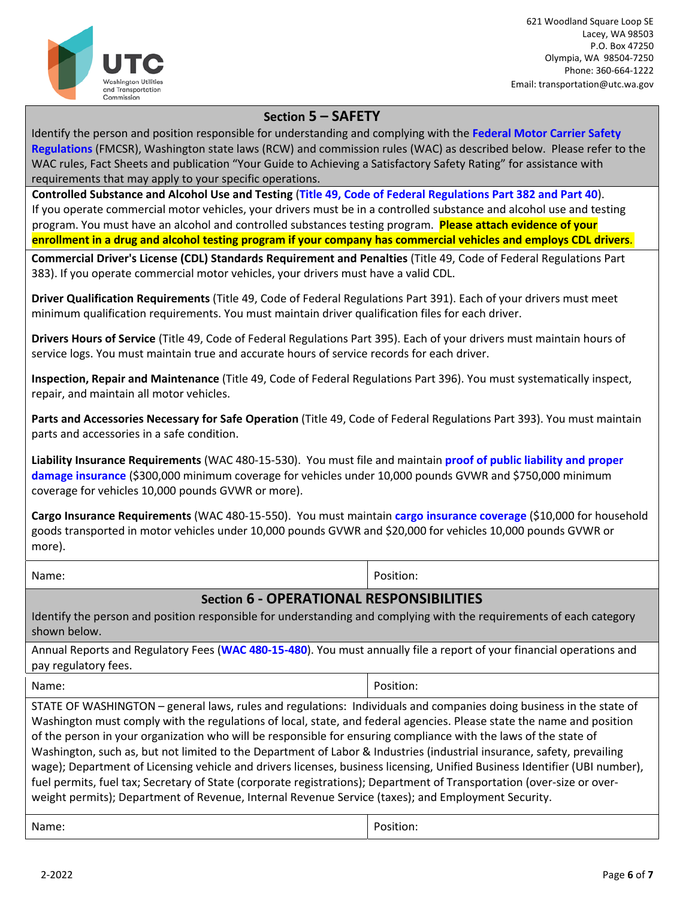621 Woodland Square Loop SE
Lacey, WA 98503
P.O. Box 47250
Olympia, WA 98504-7250
Phone: 360-664-1222
Email: transportation@utc.wa.gov

## Section 5 – SAFETY

Identify the person and position responsible for understanding and complying with the **Federal Motor Carrier Safety Regulations** (FMCSR), Washington state laws (RCW) and commission rules (WAC) as described below. Please refer to the WAC rules, Fact Sheets and publication "Your Guide to Achieving a Satisfactory Safety Rating" for assistance with requirements that may apply to your specific operations.

**Controlled Substance and Alcohol Use and Testing** (**Title 49, Code of Federal Regulations Part 382 and Part 40**). If you operate commercial motor vehicles, your drivers must be in a controlled substance and alcohol use and testing program. You must have an alcohol and controlled substances testing program. **Please attach evidence of your enrollment in a drug and alcohol testing program if your company has commercial vehicles and employs CDL drivers.**

**Commercial Driver's License (CDL) Standards Requirement and Penalties** (Title 49, Code of Federal Regulations Part 383). If you operate commercial motor vehicles, your drivers must have a valid CDL.

**Driver Qualification Requirements** (Title 49, Code of Federal Regulations Part 391). Each of your drivers must meet minimum qualification requirements. You must maintain driver qualification files for each driver.

**Drivers Hours of Service** (Title 49, Code of Federal Regulations Part 395). Each of your drivers must maintain hours of service logs. You must maintain true and accurate hours of service records for each driver.

**Inspection, Repair and Maintenance** (Title 49, Code of Federal Regulations Part 396). You must systematically inspect, repair, and maintain all motor vehicles.

**Parts and Accessories Necessary for Safe Operation** (Title 49, Code of Federal Regulations Part 393). You must maintain parts and accessories in a safe condition.

**Liability Insurance Requirements** (WAC 480-15-530). You must file and maintain **proof of public liability and proper damage insurance** ($300,000 minimum coverage for vehicles under 10,000 pounds GVWR and $750,000 minimum coverage for vehicles 10,000 pounds GVWR or more).

**Cargo Insurance Requirements** (WAC 480-15-550). You must maintain **cargo insurance coverage** ($10,000 for household goods transported in motor vehicles under 10,000 pounds GVWR and $20,000 for vehicles 10,000 pounds GVWR or more).

| Name: | Position: |
|---|---|

## Section 6 - OPERATIONAL RESPONSIBILITIES

Identify the person and position responsible for understanding and complying with the requirements of each category shown below.

Annual Reports and Regulatory Fees (**WAC 480-15-480**). You must annually file a report of your financial operations and pay regulatory fees.

| Name: | Position: |
|---|---|

STATE OF WASHINGTON – general laws, rules and regulations: Individuals and companies doing business in the state of Washington must comply with the regulations of local, state, and federal agencies. Please state the name and position of the person in your organization who will be responsible for ensuring compliance with the laws of the state of Washington, such as, but not limited to the Department of Labor & Industries (industrial insurance, safety, prevailing wage); Department of Licensing vehicle and drivers licenses, business licensing, Unified Business Identifier (UBI number), fuel permits, fuel tax; Secretary of State (corporate registrations); Department of Transportation (over-size or over-weight permits); Department of Revenue, Internal Revenue Service (taxes); and Employment Security.

| Name: | Position: |
|---|---|

2-2022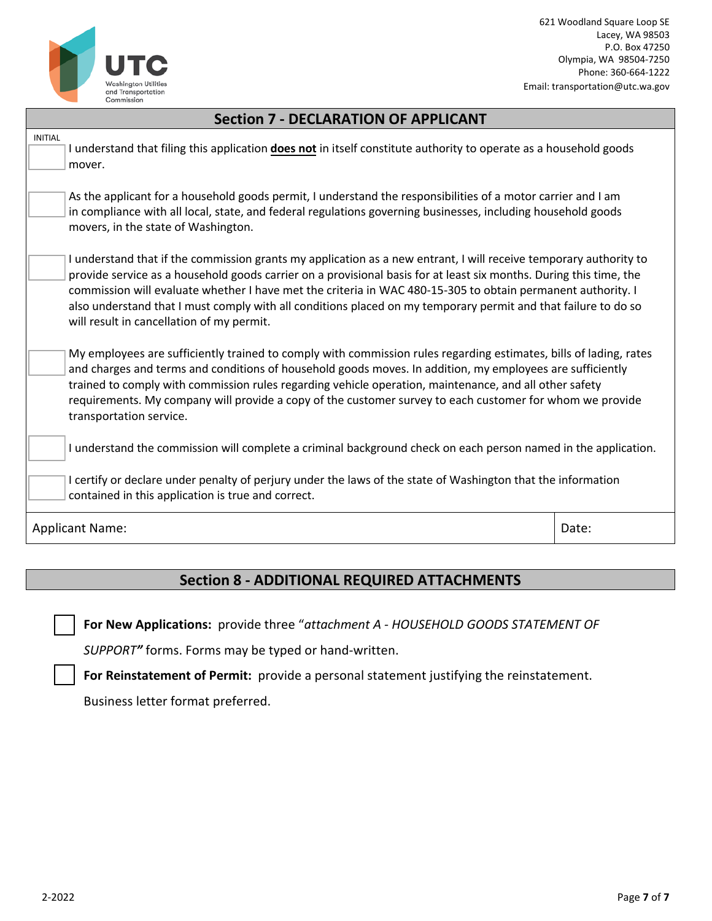621 Woodland Square Loop SE
Lacey, WA 98503
P.O. Box 47250
Olympia, WA 98504-7250
Phone: 360-664-1222
Email: transportation@utc.wa.gov

## Section 7 - DECLARATION OF APPLICANT

| INITIAL | |
|---|---|
| | I understand that filing this application **does not** in itself constitute authority to operate as a household goods mover. |
| | As the applicant for a household goods permit, I understand the responsibilities of a motor carrier and I am in compliance with all local, state, and federal regulations governing businesses, including household goods movers, in the state of Washington. |
| | I understand that if the commission grants my application as a new entrant, I will receive temporary authority to provide service as a household goods carrier on a provisional basis for at least six months. During this time, the commission will evaluate whether I have met the criteria in WAC 480-15-305 to obtain permanent authority. I also understand that I must comply with all conditions placed on my temporary permit and that failure to do so will result in cancellation of my permit. |
| | My employees are sufficiently trained to comply with commission rules regarding estimates, bills of lading, rates and charges and terms and conditions of household goods moves. In addition, my employees are sufficiently trained to comply with commission rules regarding vehicle operation, maintenance, and all other safety requirements. My company will provide a copy of the customer survey to each customer for whom we provide transportation service. |
| | I understand the commission will complete a criminal background check on each person named in the application. |
| | I certify or declare under penalty of perjury under the laws of the state of Washington that the information contained in this application is true and correct. |

| Applicant Name: | Date: |
|---|---|

## Section 8 - ADDITIONAL REQUIRED ATTACHMENTS

- ☐ **For New Applications:** provide three "*attachment A - HOUSEHOLD GOODS STATEMENT OF SUPPORT"* forms. Forms may be typed or hand-written.
- ☐ **For Reinstatement of Permit:** provide a personal statement justifying the reinstatement. Business letter format preferred.

2-2022